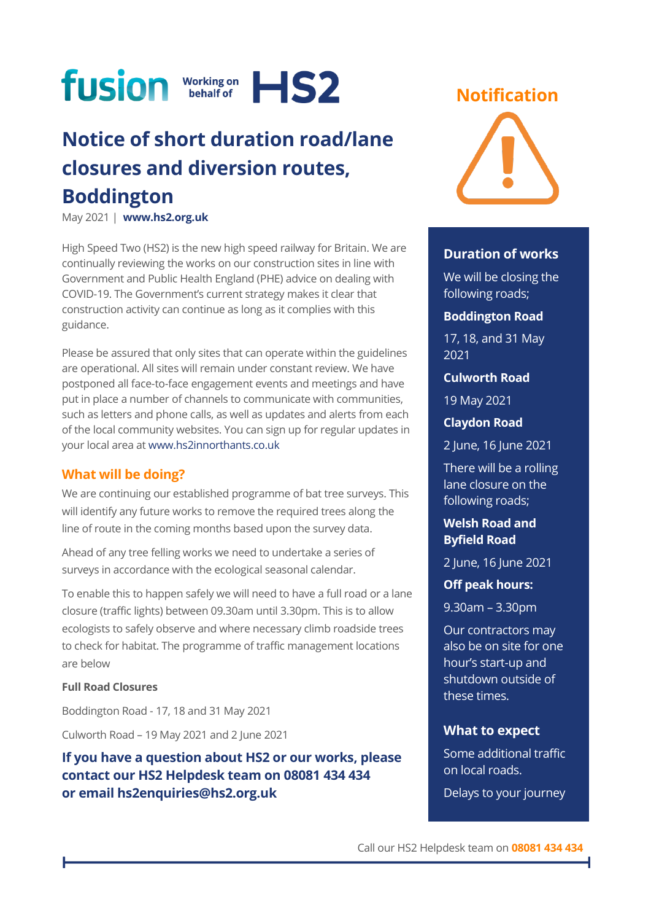fusion Working on behalf of HS2

# Notice of short duration road/lane closures and diversion routes, Boddington

May 2021 | **www.hs2.org.uk**

High Speed Two (HS2) is the new high speed railway for Britain. We are continually reviewing the works on our construction sites in line with Government and Public Health England (PHE) advice on dealing with COVID-19. The Government's current strategy makes it clear that construction activity can continue as long as it complies with this guidance.

Please be assured that only sites that can operate within the guidelines are operational. All sites will remain under constant review. We have postponed all face-to-face engagement events and meetings and have put in place a number of channels to communicate with communities, such as letters and phone calls, as well as updates and alerts from each of the local community websites. You can sign up for regular updates in your local area at www.hs2innorthants.co.uk

## What will be doing?

We are continuing our established programme of bat tree surveys. This will identify any future works to remove the required trees along the line of route in the coming months based upon the survey data.

Ahead of any tree felling works we need to undertake a series of surveys in accordance with the ecological seasonal calendar.

To enable this to happen safely we will need to have a full road or a lane closure (traffic lights) between 09.30am until 3.30pm. This is to allow ecologists to safely observe and where necessary climb roadside trees to check for habitat. The programme of traffic management locations are below

**Full Road Closures**

Boddington Road - 17, 18 and 31 May 2021

Culworth Road – 19 May 2021 and 2 June 2021

**If you have a question about HS2 or our works, please contact our HS2 Helpdesk team on 08081 434 434 or email hs2enquiries@hs2.org.uk**

## Notification

### Duration of works

We will be closing the following roads;

**Boddington Road**

17, 18, and 31 May 2021

**Culworth Road**

19 May 2021

**Claydon Road**

2 June, 16 June 2021

There will be a rolling lane closure on the following roads;

**Welsh Road and Byfield Road**

2 June, 16 June 2021

**Off peak hours:**

9.30am – 3.30pm

Our contractors may also be on site for one hour's start-up and shutdown outside of these times.

### What to expect

Some additional traffic on local roads.

Delays to your journey

Call our HS2 Helpdesk team on **08081 434 434**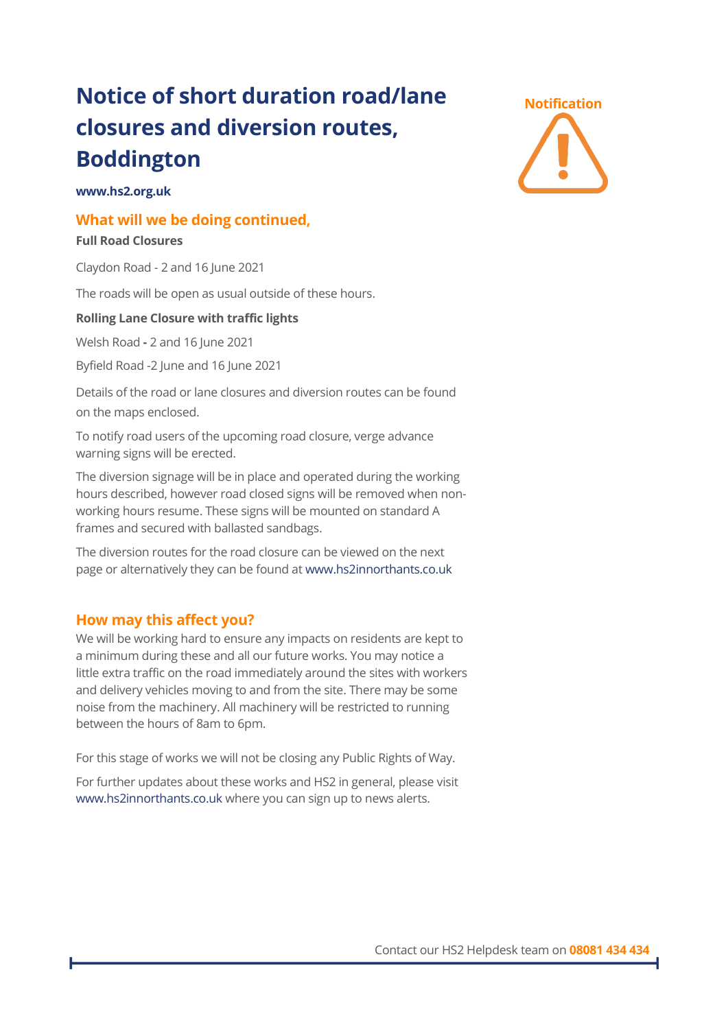# Notice of short duration road/lane closures and diversion routes, Boddington

Notification

**www.hs2.org.uk**

## What will we be doing continued,

**Full Road Closures**

Claydon Road - 2 and 16 June 2021

The roads will be open as usual outside of these hours.

**Rolling Lane Closure with traffic lights**

Welsh Road **-** 2 and 16 June 2021

Byfield Road -2 June and 16 June 2021

Details of the road or lane closures and diversion routes can be found on the maps enclosed.

To notify road users of the upcoming road closure, verge advance warning signs will be erected.

The diversion signage will be in place and operated during the working hours described, however road closed signs will be removed when non-working hours resume. These signs will be mounted on standard A frames and secured with ballasted sandbags.

The diversion routes for the road closure can be viewed on the next page or alternatively they can be found at www.hs2innorthants.co.uk

## How may this affect you?

We will be working hard to ensure any impacts on residents are kept to a minimum during these and all our future works. You may notice a little extra traffic on the road immediately around the sites with workers and delivery vehicles moving to and from the site. There may be some noise from the machinery. All machinery will be restricted to running between the hours of 8am to 6pm.

For this stage of works we will not be closing any Public Rights of Way.

For further updates about these works and HS2 in general, please visit www.hs2innorthants.co.uk where you can sign up to news alerts.

Contact our HS2 Helpdesk team on **08081 434 434**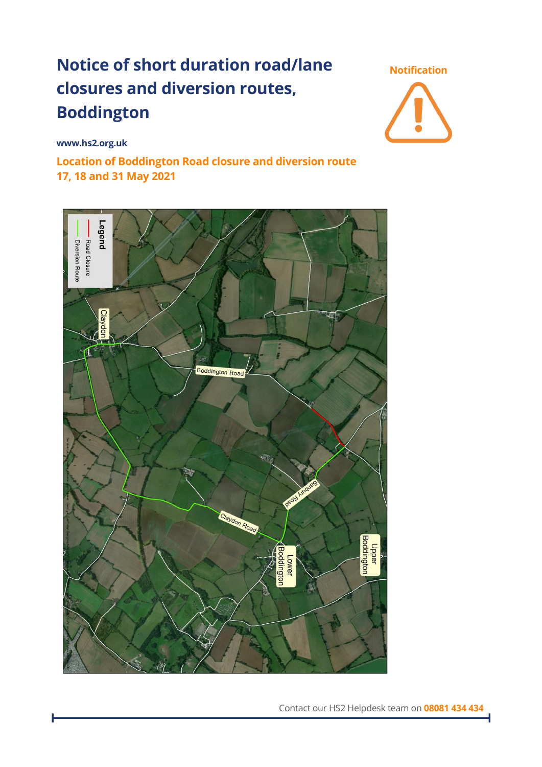# Notice of short duration road/lane closures and diversion routes, Boddington

Notification

**www.hs2.org.uk**

## Location of Boddington Road closure and diversion route 17, 18 and 31 May 2021

Legend
Road Closure
Diversion Route

Claydon
Boddington Road
Banbury Road
Claydon Road
Lower Boddington
Upper Boddington

Contact our HS2 Helpdesk team on **08081 434 434**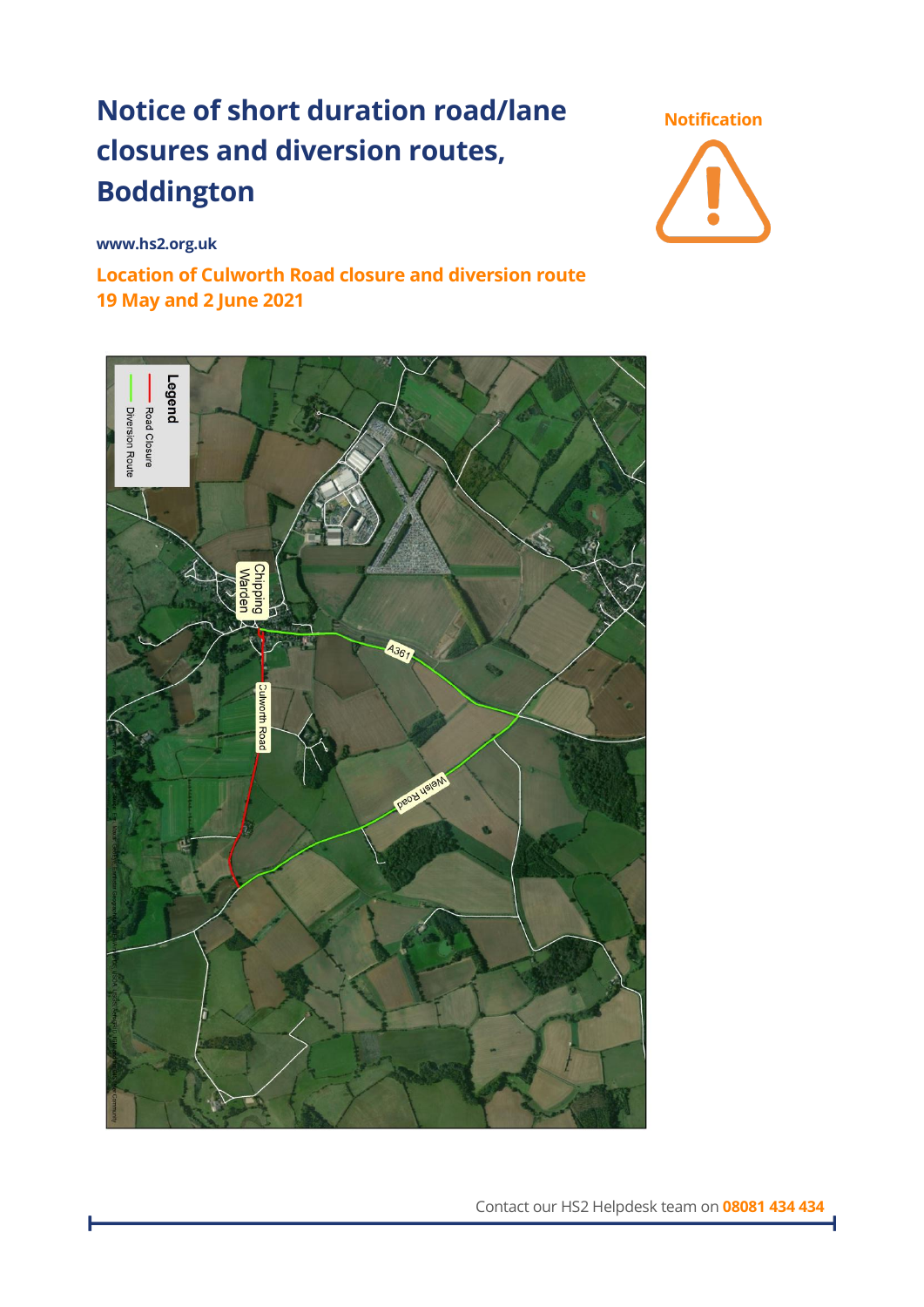# Notice of short duration road/lane closures and diversion routes, Boddington

Notification

**www.hs2.org.uk**

## Location of Culworth Road closure and diversion route 19 May and 2 June 2021

Legend

Road Closure

Diversion Route

Chipping Warden

A361

Culworth Road

Welsh Road

Contact our HS2 Helpdesk team on **08081 434 434**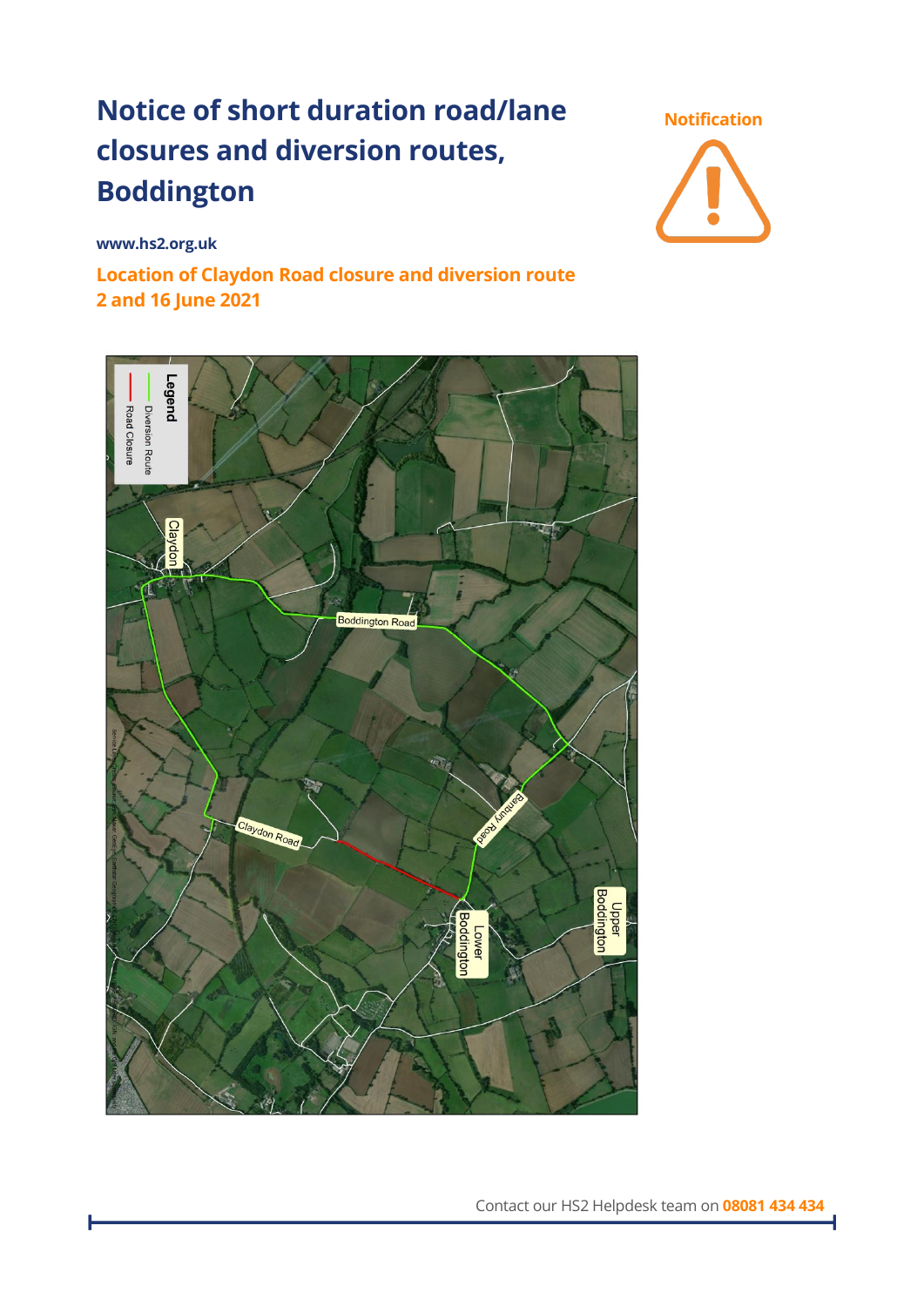# Notice of short duration road/lane closures and diversion routes, Boddington

Notification

**www.hs2.org.uk**

## Location of Claydon Road closure and diversion route 2 and 16 June 2021

Legend

Diversion Route

Road Closure

Claydon

Boddington Road

Banbury Road

Claydon Road

Lower Boddington

Upper Boddington

Contact our HS2 Helpdesk team on **08081 434 434**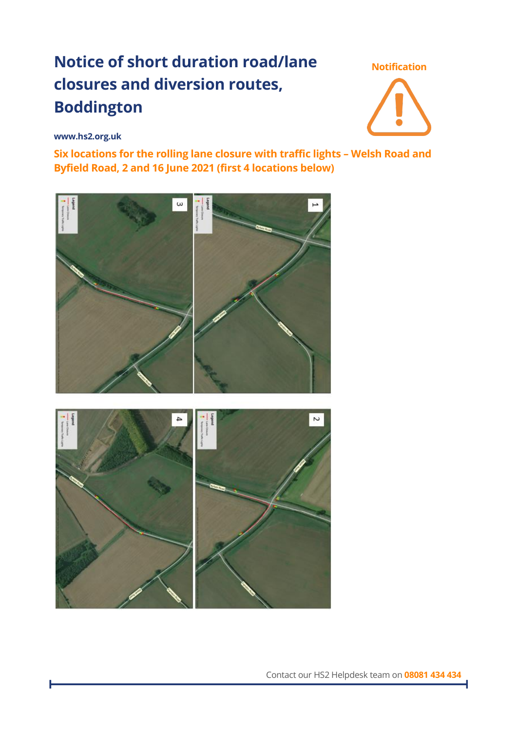# Notice of short duration road/lane closures and diversion routes, Boddington

Notification

**www.hs2.org.uk**

**Six locations for the rolling lane closure with traffic lights – Welsh Road and Byfield Road, 2 and 16 June 2021 (first 4 locations below)**

Contact our HS2 Helpdesk team on **08081 434 434**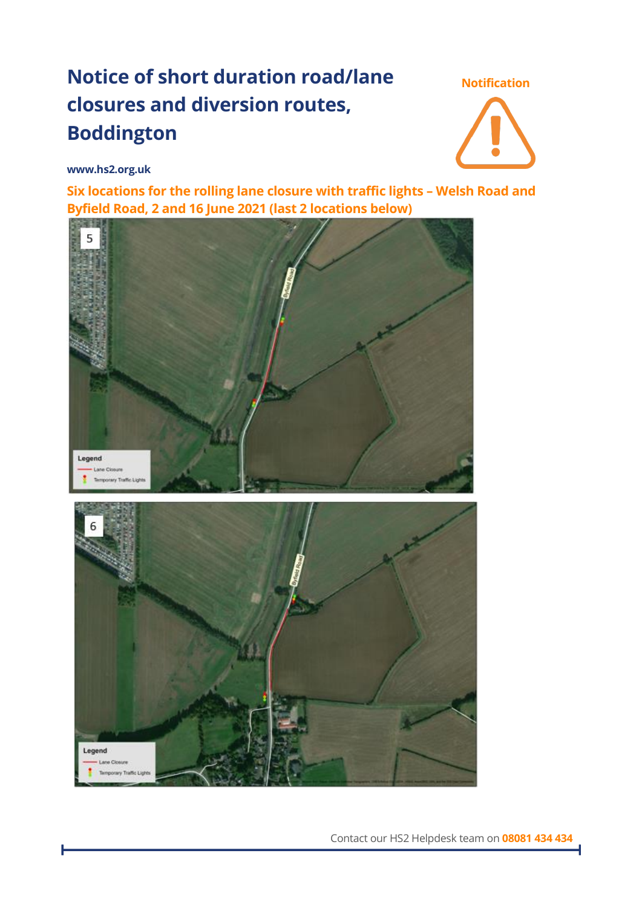# Notice of short duration road/lane closures and diversion routes, Boddington

Notification

www.hs2.org.uk

**Six locations for the rolling lane closure with traffic lights – Welsh Road and Byfield Road, 2 and 16 June 2021 (last 2 locations below)**

5

Byfield Road

Legend
Lane Closure
Temporary Traffic Lights

6

Byfield Road

Legend
Lane Closure
Temporary Traffic Lights

Contact our HS2 Helpdesk team on **08081 434 434**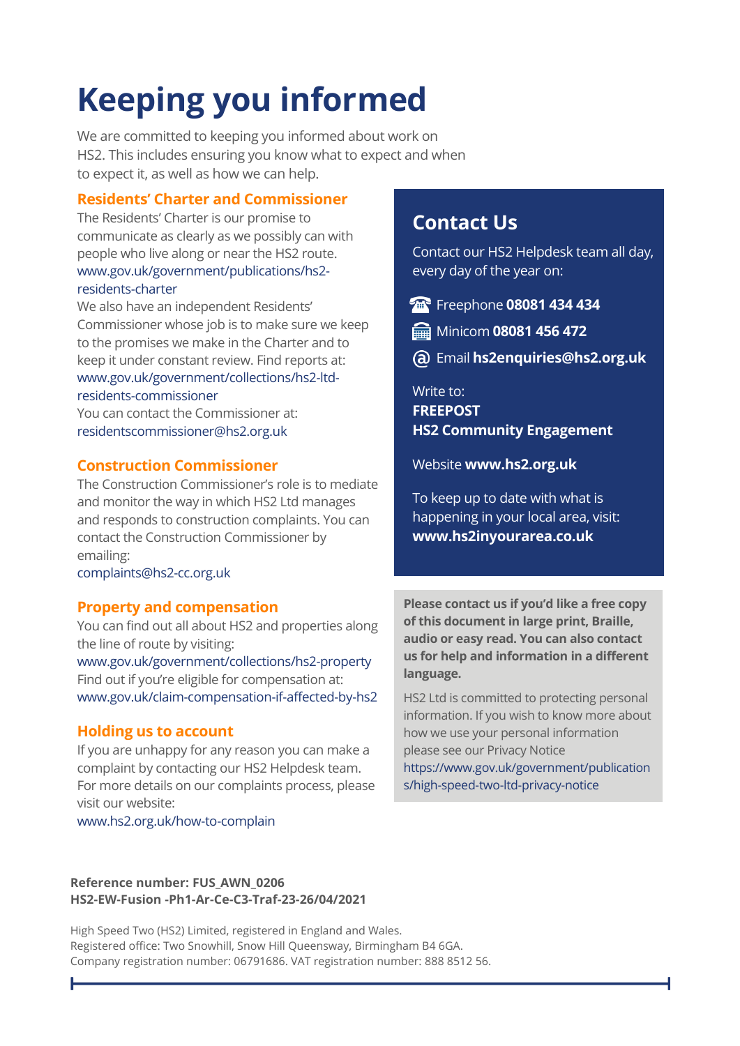# Keeping you informed

We are committed to keeping you informed about work on HS2. This includes ensuring you know what to expect and when to expect it, as well as how we can help.

## Residents' Charter and Commissioner

The Residents' Charter is our promise to communicate as clearly as we possibly can with people who live along or near the HS2 route.
www.gov.uk/government/publications/hs2-residents-charter

We also have an independent Residents' Commissioner whose job is to make sure we keep to the promises we make in the Charter and to keep it under constant review. Find reports at:
www.gov.uk/government/collections/hs2-ltd-residents-commissioner

You can contact the Commissioner at:
residentscommissioner@hs2.org.uk

## Construction Commissioner

The Construction Commissioner's role is to mediate and monitor the way in which HS2 Ltd manages and responds to construction complaints. You can contact the Construction Commissioner by emailing:
complaints@hs2-cc.org.uk

## Property and compensation

You can find out all about HS2 and properties along the line of route by visiting:
www.gov.uk/government/collections/hs2-property

Find out if you're eligible for compensation at:
www.gov.uk/claim-compensation-if-affected-by-hs2

## Holding us to account

If you are unhappy for any reason you can make a complaint by contacting our HS2 Helpdesk team. For more details on our complaints process, please visit our website:
www.hs2.org.uk/how-to-complain

## Contact Us

Contact our HS2 Helpdesk team all day, every day of the year on:

- Freephone **08081 434 434**
- Minicom **08081 456 472**
- Email **hs2enquiries@hs2.org.uk**

Write to:
**FREEPOST**
**HS2 Community Engagement**

Website **www.hs2.org.uk**

To keep up to date with what is happening in your local area, visit:
**www.hs2inyourarea.co.uk**

**Please contact us if you'd like a free copy of this document in large print, Braille, audio or easy read. You can also contact us for help and information in a different language.**

HS2 Ltd is committed to protecting personal information. If you wish to know more about how we use your personal information please see our Privacy Notice
https://www.gov.uk/government/publications/high-speed-two-ltd-privacy-notice

**Reference number: FUS_AWN_0206**
**HS2-EW-Fusion -Ph1-Ar-Ce-C3-Traf-23-26/04/2021**

High Speed Two (HS2) Limited, registered in England and Wales.
Registered office: Two Snowhill, Snow Hill Queensway, Birmingham B4 6GA.
Company registration number: 06791686. VAT registration number: 888 8512 56.